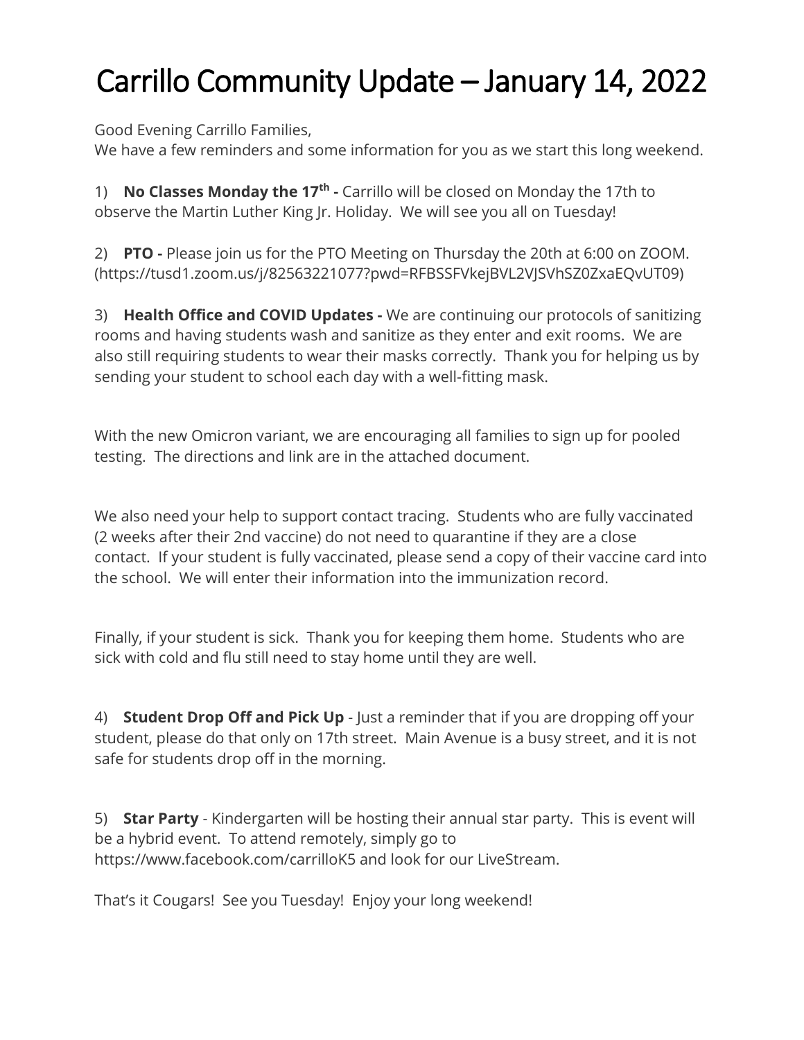# Carrillo Community Update – January 14, 2022

Good Evening Carrillo Families,
We have a few reminders and some information for you as we start this long weekend.

1) **No Classes Monday the 17th -** Carrillo will be closed on Monday the 17th to observe the Martin Luther King Jr. Holiday. We will see you all on Tuesday!

2) **PTO -** Please join us for the PTO Meeting on Thursday the 20th at 6:00 on ZOOM. (https://tusd1.zoom.us/j/82563221077?pwd=RFBSSFVkejBVL2VJSVhSZ0ZxaEQvUT09)

3) **Health Office and COVID Updates -** We are continuing our protocols of sanitizing rooms and having students wash and sanitize as they enter and exit rooms. We are also still requiring students to wear their masks correctly. Thank you for helping us by sending your student to school each day with a well-fitting mask.

With the new Omicron variant, we are encouraging all families to sign up for pooled testing. The directions and link are in the attached document.

We also need your help to support contact tracing. Students who are fully vaccinated (2 weeks after their 2nd vaccine) do not need to quarantine if they are a close contact. If your student is fully vaccinated, please send a copy of their vaccine card into the school. We will enter their information into the immunization record.

Finally, if your student is sick. Thank you for keeping them home. Students who are sick with cold and flu still need to stay home until they are well.

4) **Student Drop Off and Pick Up** - Just a reminder that if you are dropping off your student, please do that only on 17th street. Main Avenue is a busy street, and it is not safe for students drop off in the morning.

5) **Star Party** - Kindergarten will be hosting their annual star party. This is event will be a hybrid event. To attend remotely, simply go to https://www.facebook.com/carrilloK5 and look for our LiveStream.

That's it Cougars! See you Tuesday! Enjoy your long weekend!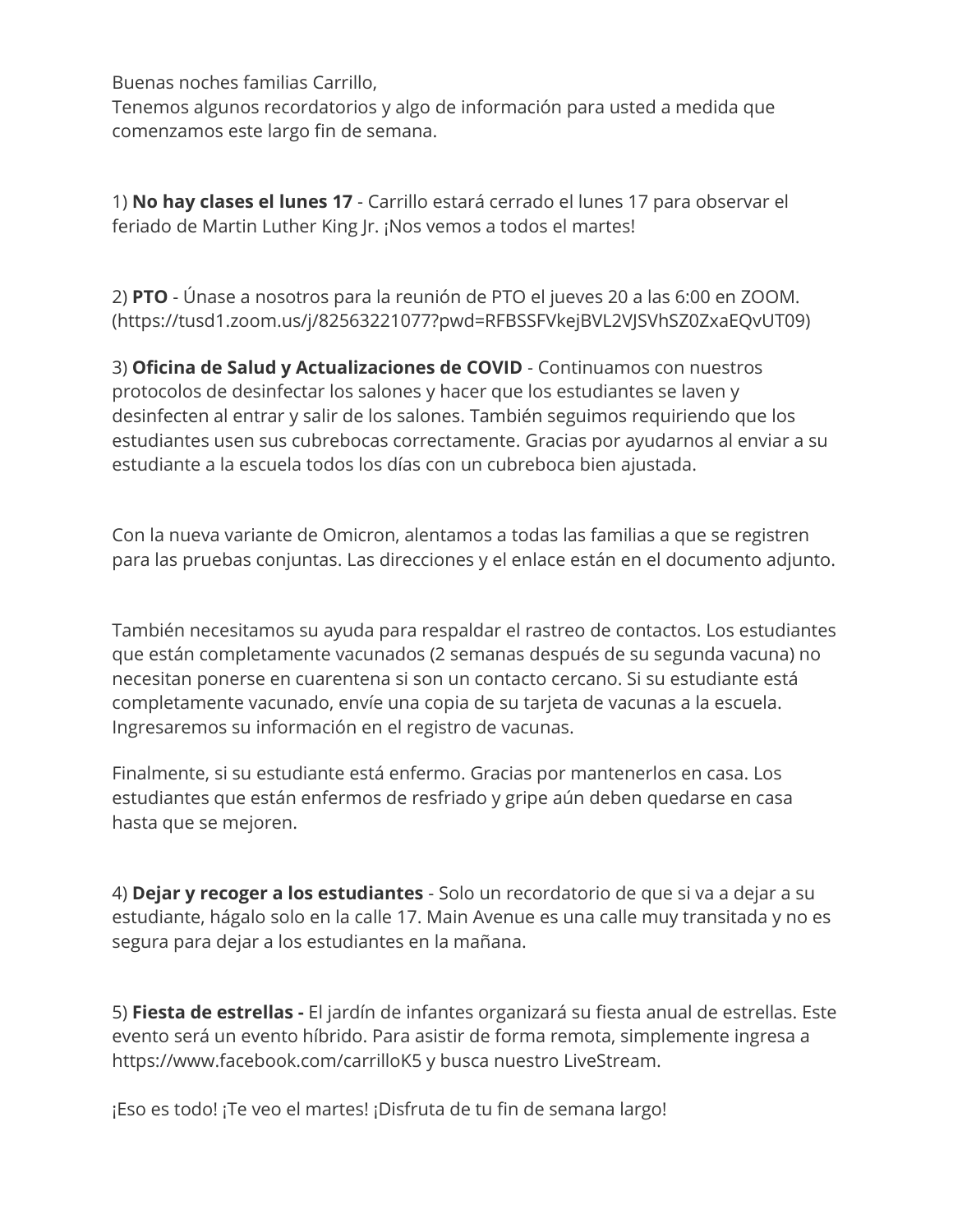Buenas noches familias Carrillo,
Tenemos algunos recordatorios y algo de información para usted a medida que comenzamos este largo fin de semana.

1) **No hay clases el lunes 17** - Carrillo estará cerrado el lunes 17 para observar el feriado de Martin Luther King Jr. ¡Nos vemos a todos el martes!

2) **PTO** - Únase a nosotros para la reunión de PTO el jueves 20 a las 6:00 en ZOOM. (https://tusd1.zoom.us/j/82563221077?pwd=RFBSSFVkejBVL2VJSVhSZ0ZxaEQvUT09)

3) **Oficina de Salud y Actualizaciones de COVID** - Continuamos con nuestros protocolos de desinfectar los salones y hacer que los estudiantes se laven y desinfecten al entrar y salir de los salones. También seguimos requiriendo que los estudiantes usen sus cubrebocas correctamente. Gracias por ayudarnos al enviar a su estudiante a la escuela todos los días con un cubreboca bien ajustada.

Con la nueva variante de Omicron, alentamos a todas las familias a que se registren para las pruebas conjuntas. Las direcciones y el enlace están en el documento adjunto.

También necesitamos su ayuda para respaldar el rastreo de contactos. Los estudiantes que están completamente vacunados (2 semanas después de su segunda vacuna) no necesitan ponerse en cuarentena si son un contacto cercano. Si su estudiante está completamente vacunado, envíe una copia de su tarjeta de vacunas a la escuela. Ingresaremos su información en el registro de vacunas.

Finalmente, si su estudiante está enfermo. Gracias por mantenerlos en casa. Los estudiantes que están enfermos de resfriado y gripe aún deben quedarse en casa hasta que se mejoren.

4) **Dejar y recoger a los estudiantes** - Solo un recordatorio de que si va a dejar a su estudiante, hágalo solo en la calle 17. Main Avenue es una calle muy transitada y no es segura para dejar a los estudiantes en la mañana.

5) **Fiesta de estrellas -** El jardín de infantes organizará su fiesta anual de estrellas. Este evento será un evento híbrido. Para asistir de forma remota, simplemente ingresa a https://www.facebook.com/carrilloK5 y busca nuestro LiveStream.

¡Eso es todo! ¡Te veo el martes! ¡Disfruta de tu fin de semana largo!